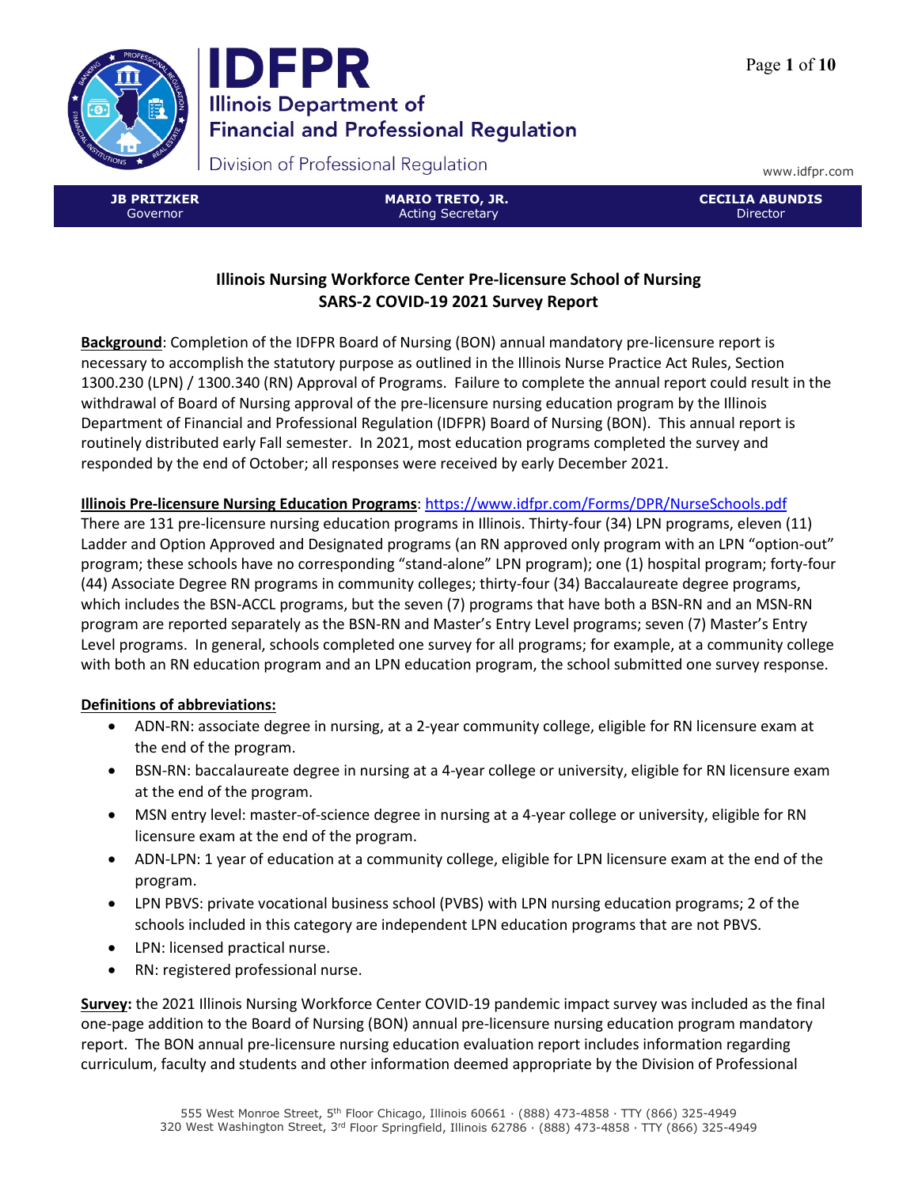**IDFPR**
**Illinois Department of Financial and Professional Regulation**
Division of Professional Regulation

www.idfpr.com

| JB PRITZKER | MARIO TRETO, JR. | CECILIA ABUNDIS |
|---|---|---|
| Governor | Acting Secretary | Director |

## Illinois Nursing Workforce Center Pre-licensure School of Nursing SARS-2 COVID-19 2021 Survey Report

**Background**: Completion of the IDFPR Board of Nursing (BON) annual mandatory pre-licensure report is necessary to accomplish the statutory purpose as outlined in the Illinois Nurse Practice Act Rules, Section 1300.230 (LPN) / 1300.340 (RN) Approval of Programs. Failure to complete the annual report could result in the withdrawal of Board of Nursing approval of the pre-licensure nursing education program by the Illinois Department of Financial and Professional Regulation (IDFPR) Board of Nursing (BON). This annual report is routinely distributed early Fall semester. In 2021, most education programs completed the survey and responded by the end of October; all responses were received by early December 2021.

**Illinois Pre-licensure Nursing Education Programs**: https://www.idfpr.com/Forms/DPR/NurseSchools.pdf
There are 131 pre-licensure nursing education programs in Illinois. Thirty-four (34) LPN programs, eleven (11) Ladder and Option Approved and Designated programs (an RN approved only program with an LPN "option-out" program; these schools have no corresponding "stand-alone" LPN program); one (1) hospital program; forty-four (44) Associate Degree RN programs in community colleges; thirty-four (34) Baccalaureate degree programs, which includes the BSN-ACCL programs, but the seven (7) programs that have both a BSN-RN and an MSN-RN program are reported separately as the BSN-RN and Master's Entry Level programs; seven (7) Master's Entry Level programs. In general, schools completed one survey for all programs; for example, at a community college with both an RN education program and an LPN education program, the school submitted one survey response.

**Definitions of abbreviations:**

- ADN-RN: associate degree in nursing, at a 2-year community college, eligible for RN licensure exam at the end of the program.
- BSN-RN: baccalaureate degree in nursing at a 4-year college or university, eligible for RN licensure exam at the end of the program.
- MSN entry level: master-of-science degree in nursing at a 4-year college or university, eligible for RN licensure exam at the end of the program.
- ADN-LPN: 1 year of education at a community college, eligible for LPN licensure exam at the end of the program.
- LPN PBVS: private vocational business school (PVBS) with LPN nursing education programs; 2 of the schools included in this category are independent LPN education programs that are not PBVS.
- LPN: licensed practical nurse.
- RN: registered professional nurse.

**Survey:** the 2021 Illinois Nursing Workforce Center COVID-19 pandemic impact survey was included as the final one-page addition to the Board of Nursing (BON) annual pre-licensure nursing education program mandatory report. The BON annual pre-licensure nursing education evaluation report includes information regarding curriculum, faculty and students and other information deemed appropriate by the Division of Professional

555 West Monroe Street, 5th Floor Chicago, Illinois 60661 · (888) 473-4858 · TTY (866) 325-4949
320 West Washington Street, 3rd Floor Springfield, Illinois 62786 · (888) 473-4858 · TTY (866) 325-4949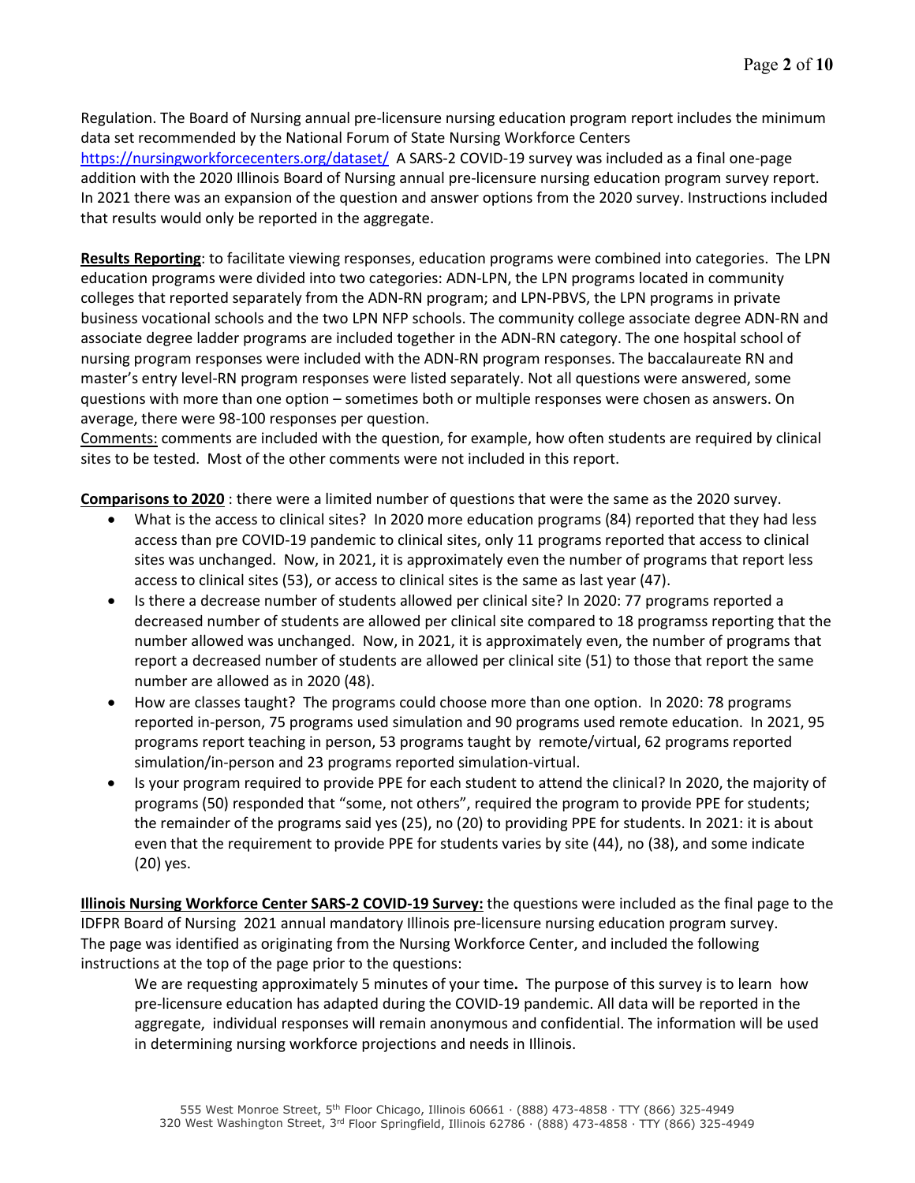Regulation. The Board of Nursing annual pre-licensure nursing education program report includes the minimum data set recommended by the National Forum of State Nursing Workforce Centers https://nursingworkforcecenters.org/dataset/ A SARS-2 COVID-19 survey was included as a final one-page addition with the 2020 Illinois Board of Nursing annual pre-licensure nursing education program survey report. In 2021 there was an expansion of the question and answer options from the 2020 survey. Instructions included that results would only be reported in the aggregate.

**Results Reporting**: to facilitate viewing responses, education programs were combined into categories. The LPN education programs were divided into two categories: ADN-LPN, the LPN programs located in community colleges that reported separately from the ADN-RN program; and LPN-PBVS, the LPN programs in private business vocational schools and the two LPN NFP schools. The community college associate degree ADN-RN and associate degree ladder programs are included together in the ADN-RN category. The one hospital school of nursing program responses were included with the ADN-RN program responses. The baccalaureate RN and master's entry level-RN program responses were listed separately. Not all questions were answered, some questions with more than one option – sometimes both or multiple responses were chosen as answers. On average, there were 98-100 responses per question.

Comments: comments are included with the question, for example, how often students are required by clinical sites to be tested. Most of the other comments were not included in this report.

**Comparisons to 2020** : there were a limited number of questions that were the same as the 2020 survey.

- What is the access to clinical sites? In 2020 more education programs (84) reported that they had less access than pre COVID-19 pandemic to clinical sites, only 11 programs reported that access to clinical sites was unchanged. Now, in 2021, it is approximately even the number of programs that report less access to clinical sites (53), or access to clinical sites is the same as last year (47).
- Is there a decrease number of students allowed per clinical site? In 2020: 77 programs reported a decreased number of students are allowed per clinical site compared to 18 programss reporting that the number allowed was unchanged. Now, in 2021, it is approximately even, the number of programs that report a decreased number of students are allowed per clinical site (51) to those that report the same number are allowed as in 2020 (48).
- How are classes taught? The programs could choose more than one option. In 2020: 78 programs reported in-person, 75 programs used simulation and 90 programs used remote education. In 2021, 95 programs report teaching in person, 53 programs taught by remote/virtual, 62 programs reported simulation/in-person and 23 programs reported simulation-virtual.
- Is your program required to provide PPE for each student to attend the clinical? In 2020, the majority of programs (50) responded that "some, not others", required the program to provide PPE for students; the remainder of the programs said yes (25), no (20) to providing PPE for students. In 2021: it is about even that the requirement to provide PPE for students varies by site (44), no (38), and some indicate (20) yes.

**Illinois Nursing Workforce Center SARS-2 COVID-19 Survey:** the questions were included as the final page to the IDFPR Board of Nursing 2021 annual mandatory Illinois pre-licensure nursing education program survey. The page was identified as originating from the Nursing Workforce Center, and included the following instructions at the top of the page prior to the questions:

> We are requesting approximately 5 minutes of your time**.** The purpose of this survey is to learn how pre-licensure education has adapted during the COVID-19 pandemic. All data will be reported in the aggregate, individual responses will remain anonymous and confidential. The information will be used in determining nursing workforce projections and needs in Illinois.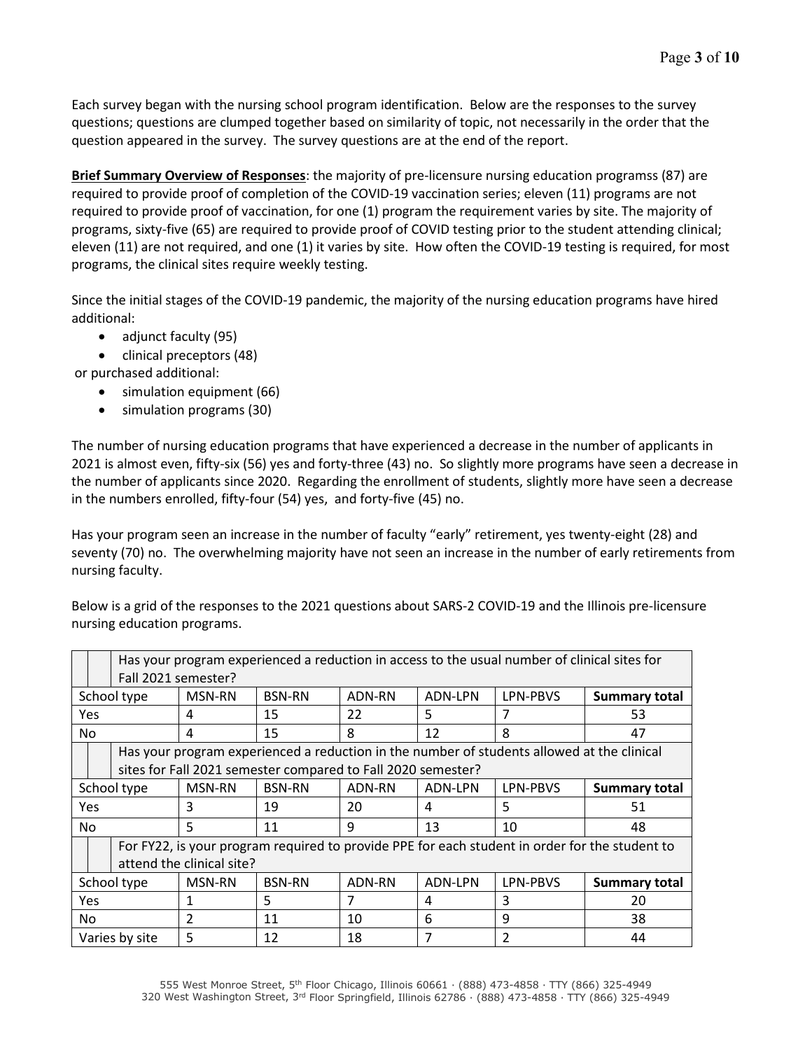Each survey began with the nursing school program identification. Below are the responses to the survey questions; questions are clumped together based on similarity of topic, not necessarily in the order that the question appeared in the survey. The survey questions are at the end of the report.

**Brief Summary Overview of Responses**: the majority of pre-licensure nursing education programss (87) are required to provide proof of completion of the COVID-19 vaccination series; eleven (11) programs are not required to provide proof of vaccination, for one (1) program the requirement varies by site. The majority of programs, sixty-five (65) are required to provide proof of COVID testing prior to the student attending clinical; eleven (11) are not required, and one (1) it varies by site. How often the COVID-19 testing is required, for most programs, the clinical sites require weekly testing.

Since the initial stages of the COVID-19 pandemic, the majority of the nursing education programs have hired additional:

- adjunct faculty (95)
- clinical preceptors (48)

or purchased additional:

- simulation equipment (66)
- simulation programs (30)

The number of nursing education programs that have experienced a decrease in the number of applicants in 2021 is almost even, fifty-six (56) yes and forty-three (43) no. So slightly more programs have seen a decrease in the number of applicants since 2020. Regarding the enrollment of students, slightly more have seen a decrease in the numbers enrolled, fifty-four (54) yes, and forty-five (45) no.

Has your program seen an increase in the number of faculty "early" retirement, yes twenty-eight (28) and seventy (70) no. The overwhelming majority have not seen an increase in the number of early retirements from nursing faculty.

Below is a grid of the responses to the 2021 questions about SARS-2 COVID-19 and the Illinois pre-licensure nursing education programs.

| Has your program experienced a reduction in access to the usual number of clinical sites for Fall 2021 semester? | | | | | | |
|---|---|---|---|---|---|---|
| School type | MSN-RN | BSN-RN | ADN-RN | ADN-LPN | LPN-PBVS | **Summary total** |
| Yes | 4 | 15 | 22 | 5 | 7 | 53 |
| No | 4 | 15 | 8 | 12 | 8 | 47 |
| **Has your program experienced a reduction in the number of students allowed at the clinical sites for Fall 2021 semester compared to Fall 2020 semester?** | | | | | | |
| School type | MSN-RN | BSN-RN | ADN-RN | ADN-LPN | LPN-PBVS | **Summary total** |
| Yes | 3 | 19 | 20 | 4 | 5 | 51 |
| No | 5 | 11 | 9 | 13 | 10 | 48 |
| **For FY22, is your program required to provide PPE for each student in order for the student to attend the clinical site?** | | | | | | |
| School type | MSN-RN | BSN-RN | ADN-RN | ADN-LPN | LPN-PBVS | **Summary total** |
| Yes | 1 | 5 | 7 | 4 | 3 | 20 |
| No | 2 | 11 | 10 | 6 | 9 | 38 |
| Varies by site | 5 | 12 | 18 | 7 | 2 | 44 |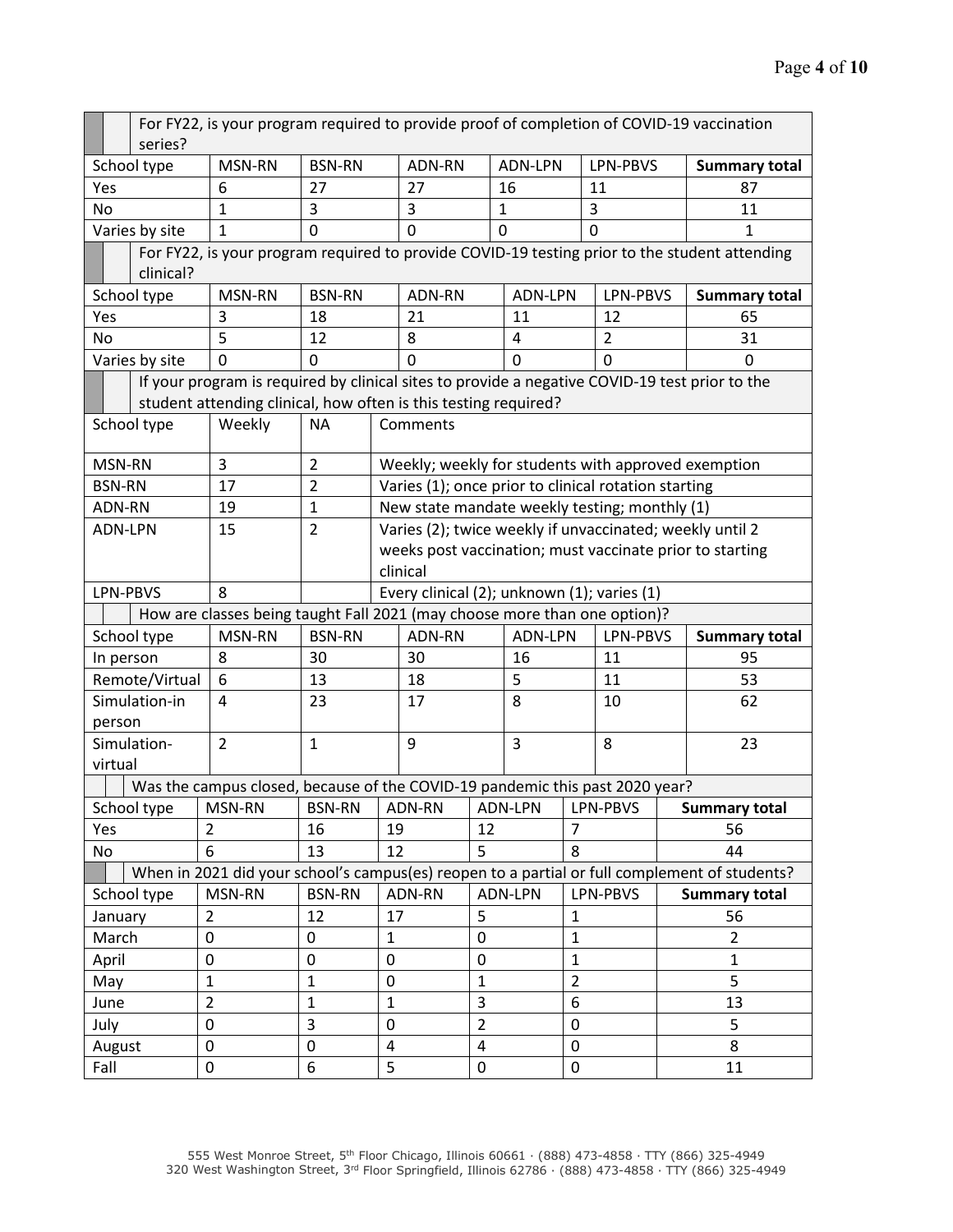For FY22, is your program required to provide proof of completion of COVID-19 vaccination series?

| School type | MSN-RN | BSN-RN | ADN-RN | ADN-LPN | LPN-PBVS | Summary total |
|---|---|---|---|---|---|---|
| Yes | 6 | 27 | 27 | 16 | 11 | 87 |
| No | 1 | 3 | 3 | 1 | 3 | 11 |
| Varies by site | 1 | 0 | 0 | 0 | 0 | 1 |

For FY22, is your program required to provide COVID-19 testing prior to the student attending clinical?

| School type | MSN-RN | BSN-RN | ADN-RN | ADN-LPN | LPN-PBVS | Summary total |
|---|---|---|---|---|---|---|
| Yes | 3 | 18 | 21 | 11 | 12 | 65 |
| No | 5 | 12 | 8 | 4 | 2 | 31 |
| Varies by site | 0 | 0 | 0 | 0 | 0 | 0 |

If your program is required by clinical sites to provide a negative COVID-19 test prior to the student attending clinical, how often is this testing required?

| School type | Weekly | NA | Comments |
|---|---|---|---|
| MSN-RN | 3 | 2 | Weekly; weekly for students with approved exemption |
| BSN-RN | 17 | 2 | Varies (1); once prior to clinical rotation starting |
| ADN-RN | 19 | 1 | New state mandate weekly testing; monthly (1) |
| ADN-LPN | 15 | 2 | Varies (2); twice weekly if unvaccinated; weekly until 2 weeks post vaccination; must vaccinate prior to starting clinical |
| LPN-PBVS | 8 | | Every clinical (2); unknown (1); varies (1) |

How are classes being taught Fall 2021 (may choose more than one option)?

| School type | MSN-RN | BSN-RN | ADN-RN | ADN-LPN | LPN-PBVS | Summary total |
|---|---|---|---|---|---|---|
| In person | 8 | 30 | 30 | 16 | 11 | 95 |
| Remote/Virtual | 6 | 13 | 18 | 5 | 11 | 53 |
| Simulation-in person | 4 | 23 | 17 | 8 | 10 | 62 |
| Simulation-virtual | 2 | 1 | 9 | 3 | 8 | 23 |

Was the campus closed, because of the COVID-19 pandemic this past 2020 year?

| School type | MSN-RN | BSN-RN | ADN-RN | ADN-LPN | LPN-PBVS | Summary total |
|---|---|---|---|---|---|---|
| Yes | 2 | 16 | 19 | 12 | 7 | 56 |
| No | 6 | 13 | 12 | 5 | 8 | 44 |

When in 2021 did your school's campus(es) reopen to a partial or full complement of students?

| School type | MSN-RN | BSN-RN | ADN-RN | ADN-LPN | LPN-PBVS | Summary total |
|---|---|---|---|---|---|---|
| January | 2 | 12 | 17 | 5 | 1 | 56 |
| March | 0 | 0 | 1 | 0 | 1 | 2 |
| April | 0 | 0 | 0 | 0 | 1 | 1 |
| May | 1 | 1 | 0 | 1 | 2 | 5 |
| June | 2 | 1 | 1 | 3 | 6 | 13 |
| July | 0 | 3 | 0 | 2 | 0 | 5 |
| August | 0 | 0 | 4 | 4 | 0 | 8 |
| Fall | 0 | 6 | 5 | 0 | 0 | 11 |

555 West Monroe Street, 5th Floor Chicago, Illinois 60661 · (888) 473-4858 · TTY (866) 325-4949
320 West Washington Street, 3rd Floor Springfield, Illinois 62786 · (888) 473-4858 · TTY (866) 325-4949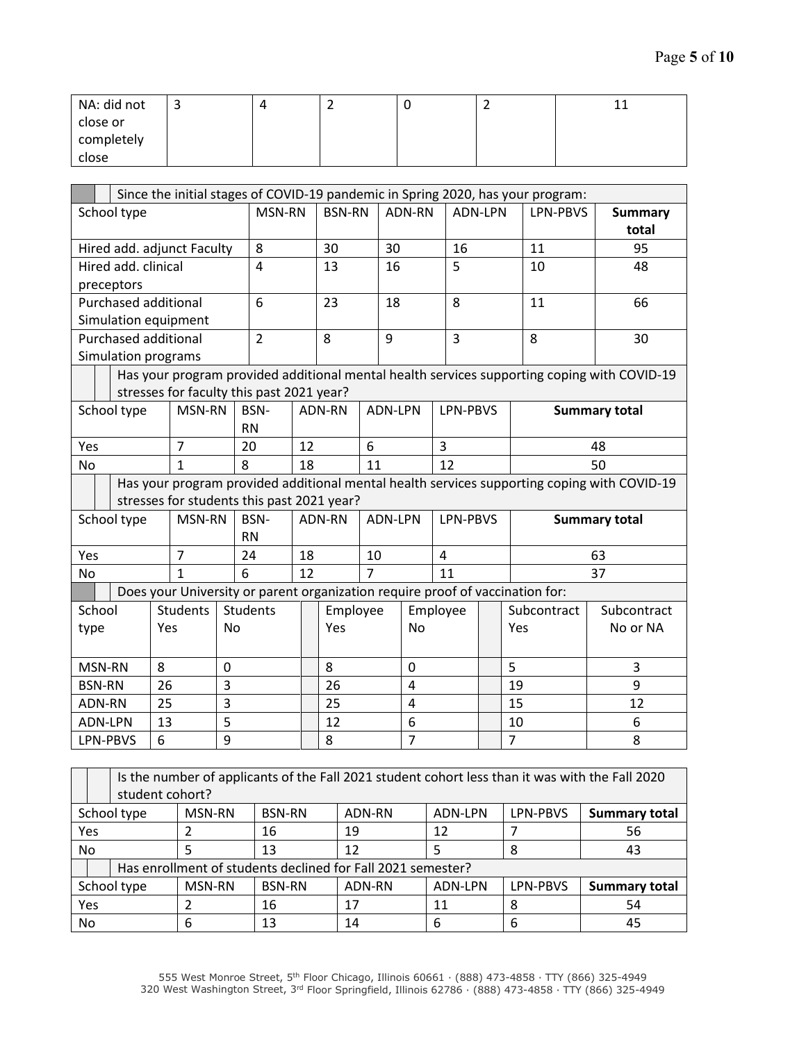| NA: did not close or completely close | 3 | 4 | 2 | 0 | 2 | 11 |
|---|---|---|---|---|---|---|

| Since the initial stages of COVID-19 pandemic in Spring 2020, has your program: | | | | | | |
|---|---|---|---|---|---|---|
| School type | MSN-RN | BSN-RN | ADN-RN | ADN-LPN | LPN-PBVS | **Summary total** |
| Hired add. adjunct Faculty | 8 | 30 | 30 | 16 | 11 | 95 |
| Hired add. clinical preceptors | 4 | 13 | 16 | 5 | 10 | 48 |
| Purchased additional Simulation equipment | 6 | 23 | 18 | 8 | 11 | 66 |
| Purchased additional Simulation programs | 2 | 8 | 9 | 3 | 8 | 30 |

| Has your program provided additional mental health services supporting coping with COVID-19 stresses for faculty this past 2021 year? | | | | | | |
|---|---|---|---|---|---|---|
| School type | MSN-RN | BSN-RN | ADN-RN | ADN-LPN | LPN-PBVS | **Summary total** |
| Yes | 7 | 20 | 12 | 6 | 3 | 48 |
| No | 1 | 8 | 18 | 11 | 12 | 50 |

| Has your program provided additional mental health services supporting coping with COVID-19 stresses for students this past 2021 year? | | | | | | |
|---|---|---|---|---|---|---|
| School type | MSN-RN | BSN-RN | ADN-RN | ADN-LPN | LPN-PBVS | **Summary total** |
| Yes | 7 | 24 | 18 | 10 | 4 | 63 |
| No | 1 | 6 | 12 | 7 | 11 | 37 |

| Does your University or parent organization require proof of vaccination for: | | | | | | |
|---|---|---|---|---|---|---|
| School type | Students Yes | Students No | Employee Yes | Employee No | Subcontract Yes | Subcontract No or NA |
| MSN-RN | 8 | 0 | 8 | 0 | 5 | 3 |
| BSN-RN | 26 | 3 | 26 | 4 | 19 | 9 |
| ADN-RN | 25 | 3 | 25 | 4 | 15 | 12 |
| ADN-LPN | 13 | 5 | 12 | 6 | 10 | 6 |
| LPN-PBVS | 6 | 9 | 8 | 7 | 7 | 8 |

| Is the number of applicants of the Fall 2021 student cohort less than it was with the Fall 2020 student cohort? | | | | | | |
|---|---|---|---|---|---|---|
| School type | MSN-RN | BSN-RN | ADN-RN | ADN-LPN | LPN-PBVS | **Summary total** |
| Yes | 2 | 16 | 19 | 12 | 7 | 56 |
| No | 5 | 13 | 12 | 5 | 8 | 43 |

| Has enrollment of students declined for Fall 2021 semester? | | | | | | |
|---|---|---|---|---|---|---|
| School type | MSN-RN | BSN-RN | ADN-RN | ADN-LPN | LPN-PBVS | **Summary total** |
| Yes | 2 | 16 | 17 | 11 | 8 | 54 |
| No | 6 | 13 | 14 | 6 | 6 | 45 |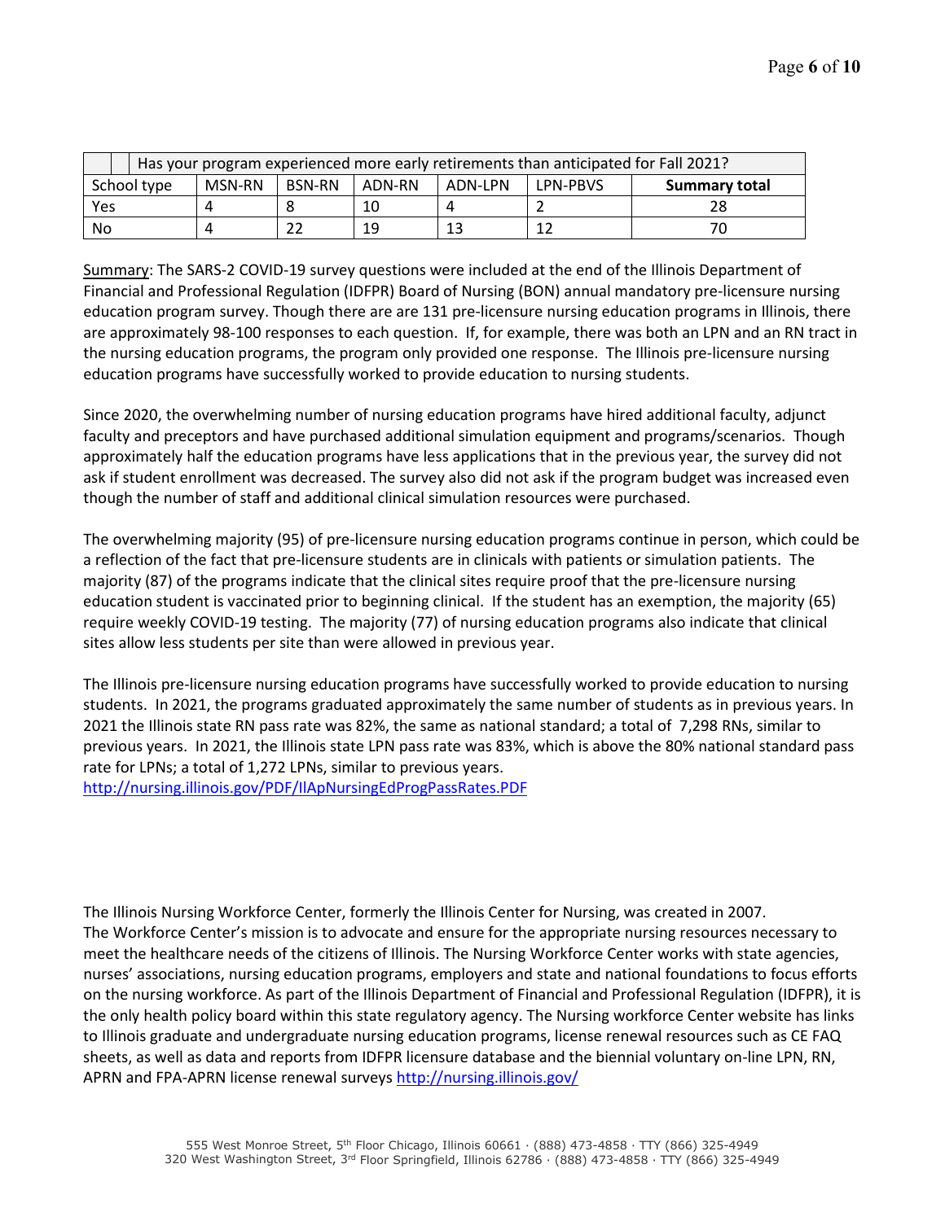| Has your program experienced more early retirements than anticipated for Fall 2021? | | | | | | |
|---|---|---|---|---|---|---|
| School type | MSN-RN | BSN-RN | ADN-RN | ADN-LPN | LPN-PBVS | **Summary total** |
| Yes | 4 | 8 | 10 | 4 | 2 | 28 |
| No | 4 | 22 | 19 | 13 | 12 | 70 |

Summary: The SARS-2 COVID-19 survey questions were included at the end of the Illinois Department of Financial and Professional Regulation (IDFPR) Board of Nursing (BON) annual mandatory pre-licensure nursing education program survey. Though there are are 131 pre-licensure nursing education programs in Illinois, there are approximately 98-100 responses to each question. If, for example, there was both an LPN and an RN tract in the nursing education programs, the program only provided one response. The Illinois pre-licensure nursing education programs have successfully worked to provide education to nursing students.

Since 2020, the overwhelming number of nursing education programs have hired additional faculty, adjunct faculty and preceptors and have purchased additional simulation equipment and programs/scenarios. Though approximately half the education programs have less applications that in the previous year, the survey did not ask if student enrollment was decreased. The survey also did not ask if the program budget was increased even though the number of staff and additional clinical simulation resources were purchased.

The overwhelming majority (95) of pre-licensure nursing education programs continue in person, which could be a reflection of the fact that pre-licensure students are in clinicals with patients or simulation patients. The majority (87) of the programs indicate that the clinical sites require proof that the pre-licensure nursing education student is vaccinated prior to beginning clinical. If the student has an exemption, the majority (65) require weekly COVID-19 testing. The majority (77) of nursing education programs also indicate that clinical sites allow less students per site than were allowed in previous year.

The Illinois pre-licensure nursing education programs have successfully worked to provide education to nursing students. In 2021, the programs graduated approximately the same number of students as in previous years. In 2021 the Illinois state RN pass rate was 82%, the same as national standard; a total of 7,298 RNs, similar to previous years. In 2021, the Illinois state LPN pass rate was 83%, which is above the 80% national standard pass rate for LPNs; a total of 1,272 LPNs, similar to previous years.
http://nursing.illinois.gov/PDF/IlApNursingEdProgPassRates.PDF

The Illinois Nursing Workforce Center, formerly the Illinois Center for Nursing, was created in 2007. The Workforce Center's mission is to advocate and ensure for the appropriate nursing resources necessary to meet the healthcare needs of the citizens of Illinois. The Nursing Workforce Center works with state agencies, nurses' associations, nursing education programs, employers and state and national foundations to focus efforts on the nursing workforce. As part of the Illinois Department of Financial and Professional Regulation (IDFPR), it is the only health policy board within this state regulatory agency. The Nursing workforce Center website has links to Illinois graduate and undergraduate nursing education programs, license renewal resources such as CE FAQ sheets, as well as data and reports from IDFPR licensure database and the biennial voluntary on-line LPN, RN, APRN and FPA-APRN license renewal surveys http://nursing.illinois.gov/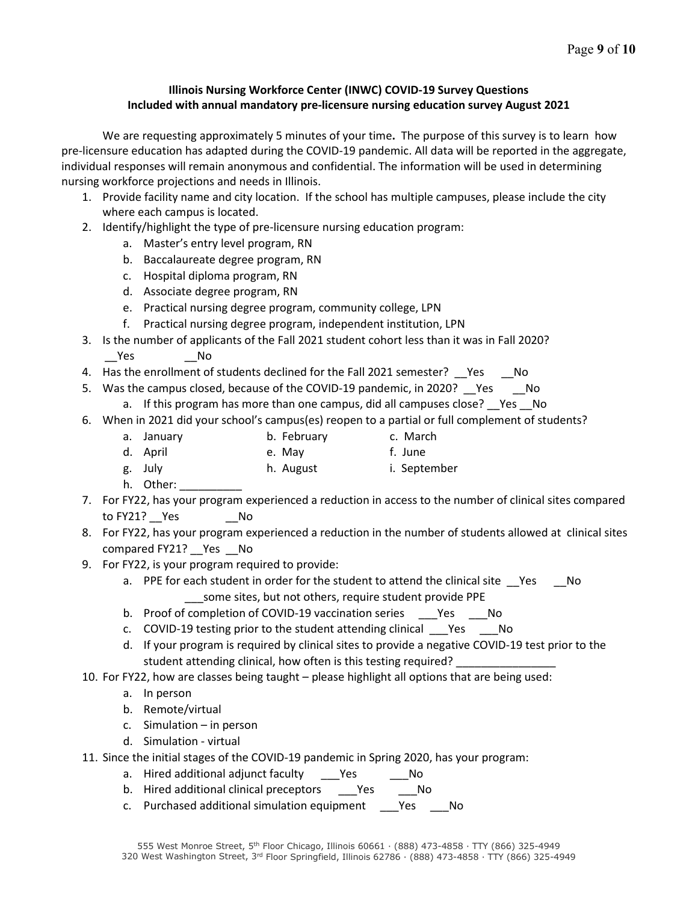**Illinois Nursing Workforce Center (INWC) COVID-19 Survey Questions**
**Included with annual mandatory pre-licensure nursing education survey August 2021**

We are requesting approximately 5 minutes of your time**.** The purpose of this survey is to learn how pre-licensure education has adapted during the COVID-19 pandemic. All data will be reported in the aggregate, individual responses will remain anonymous and confidential. The information will be used in determining nursing workforce projections and needs in Illinois.

1. Provide facility name and city location. If the school has multiple campuses, please include the city where each campus is located.
2. Identify/highlight the type of pre-licensure nursing education program:
   a. Master's entry level program, RN
   b. Baccalaureate degree program, RN
   c. Hospital diploma program, RN
   d. Associate degree program, RN
   e. Practical nursing degree program, community college, LPN
   f. Practical nursing degree program, independent institution, LPN
3. Is the number of applicants of the Fall 2021 student cohort less than it was in Fall 2020?
   __Yes __No
4. Has the enrollment of students declined for the Fall 2021 semester? __Yes __No
5. Was the campus closed, because of the COVID-19 pandemic, in 2020? __Yes __No
   a. If this program has more than one campus, did all campuses close? __Yes __No
6. When in 2021 did your school's campus(es) reopen to a partial or full complement of students?
   a. January b. February c. March
   d. April e. May f. June
   g. July h. August i. September
   h. Other: __________
7. For FY22, has your program experienced a reduction in access to the number of clinical sites compared to FY21? __Yes __No
8. For FY22, has your program experienced a reduction in the number of students allowed at clinical sites compared FY21? __Yes __No
9. For FY22, is your program required to provide:
   a. PPE for each student in order for the student to attend the clinical site __Yes __No
      ___some sites, but not others, require student provide PPE
   b. Proof of completion of COVID-19 vaccination series ___Yes ___No
   c. COVID-19 testing prior to the student attending clinical ___Yes ___No
   d. If your program is required by clinical sites to provide a negative COVID-19 test prior to the student attending clinical, how often is this testing required? ________________
10. For FY22, how are classes being taught – please highlight all options that are being used:
    a. In person
    b. Remote/virtual
    c. Simulation – in person
    d. Simulation - virtual
11. Since the initial stages of the COVID-19 pandemic in Spring 2020, has your program:
    a. Hired additional adjunct faculty ___Yes ___No
    b. Hired additional clinical preceptors ___Yes ___No
    c. Purchased additional simulation equipment ___Yes ___No

555 West Monroe Street, 5th Floor Chicago, Illinois 60661 · (888) 473-4858 · TTY (866) 325-4949
320 West Washington Street, 3rd Floor Springfield, Illinois 62786 · (888) 473-4858 · TTY (866) 325-4949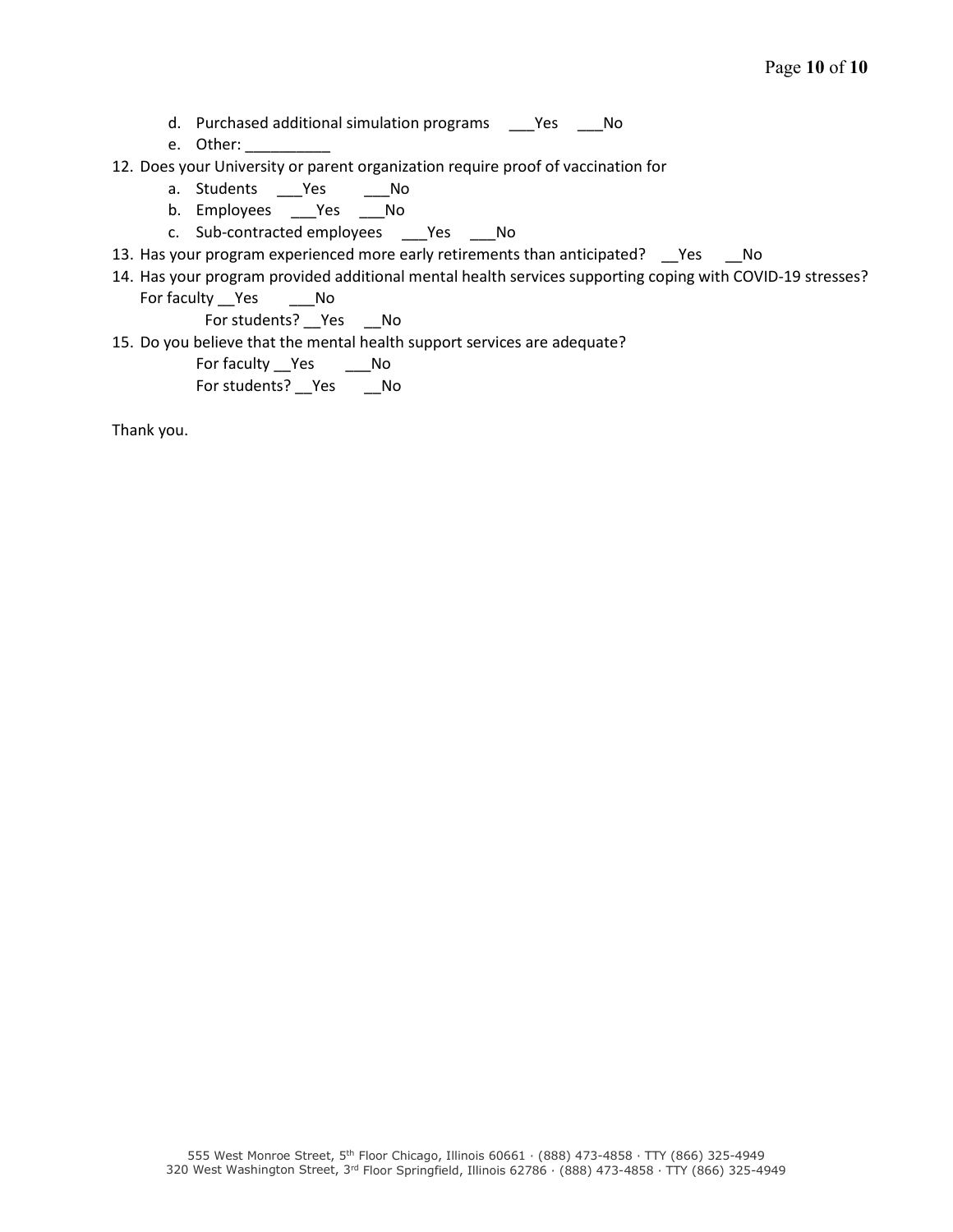d. Purchased additional simulation programs ___Yes ___No
   e. Other: __________

12. Does your University or parent organization require proof of vaccination for
    a. Students ___Yes ___No
    b. Employees ___Yes ___No
    c. Sub-contracted employees ___Yes ___No
13. Has your program experienced more early retirements than anticipated? __Yes __No
14. Has your program provided additional mental health services supporting coping with COVID-19 stresses?
    For faculty __Yes ___No
    For students? __Yes __No
15. Do you believe that the mental health support services are adequate?
    For faculty __Yes ___No
    For students? __Yes __No

Thank you.

555 West Monroe Street, 5th Floor Chicago, Illinois 60661 · (888) 473-4858 · TTY (866) 325-4949
320 West Washington Street, 3rd Floor Springfield, Illinois 62786 · (888) 473-4858 · TTY (866) 325-4949